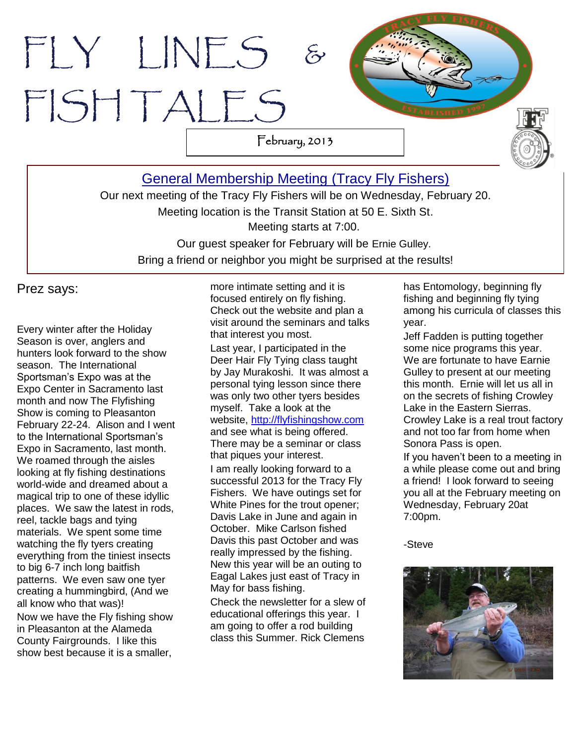# FLY LINES & FISHTALES

February, 2013

## General Membership Meeting (Tracy Fly Fishers)

Our next meeting of the Tracy Fly Fishers will be on Wednesday, February 20.

Meeting location is the Transit Station at 50 E. Sixth St.

Meeting starts at 7:00.

Our guest speaker for February will be Ernie Gulley.

Bring a friend or neighbor you might be surprised at the results!

## Prez says:

Every winter after the Holiday Season is over, anglers and hunters look forward to the show season. The International Sportsman's Expo was at the Expo Center in Sacramento last month and now The Flyfishing Show is coming to Pleasanton February 22-24. Alison and I went to the International Sportsman's Expo in Sacramento, last month. We roamed through the aisles looking at fly fishing destinations world-wide and dreamed about a magical trip to one of these idyllic places. We saw the latest in rods, reel, tackle bags and tying materials. We spent some time watching the fly tyers creating everything from the tiniest insects to big 6-7 inch long baitfish patterns. We even saw one tyer creating a hummingbird, (And we all know who that was)!

Now we have the Fly fishing show in Pleasanton at the Alameda County Fairgrounds. I like this show best because it is a smaller, more intimate setting and it is focused entirely on fly fishing. Check out the website and plan a visit around the seminars and talks that interest you most.

Last year, I participated in the Deer Hair Fly Tying class taught by Jay Murakoshi. It was almost a personal tying lesson since there was only two other tyers besides myself. Take a look at the website, http://flyfishingshow.com and see what is being offered. There may be a seminar or class that piques your interest.

I am really looking forward to a successful 2013 for the Tracy Fly Fishers. We have outings set for White Pines for the trout opener; Davis Lake in June and again in October. Mike Carlson fished Davis this past October and was really impressed by the fishing. New this year will be an outing to Eagal Lakes just east of Tracy in May for bass fishing.

Check the newsletter for a slew of educational offerings this year. I am going to offer a rod building class this Summer. Rick Clemens has Entomology, beginning fly fishing and beginning fly tying among his curricula of classes this year.

Jeff Fadden is putting together some nice programs this year. We are fortunate to have Earnie Gulley to present at our meeting this month. Ernie will let us all in on the secrets of fishing Crowley Lake in the Eastern Sierras. Crowley Lake is a real trout factory and not too far from home when Sonora Pass is open.

If you haven't been to a meeting in a while please come out and bring a friend! I look forward to seeing you all at the February meeting on Wednesday, February 20at 7:00pm.

-Steve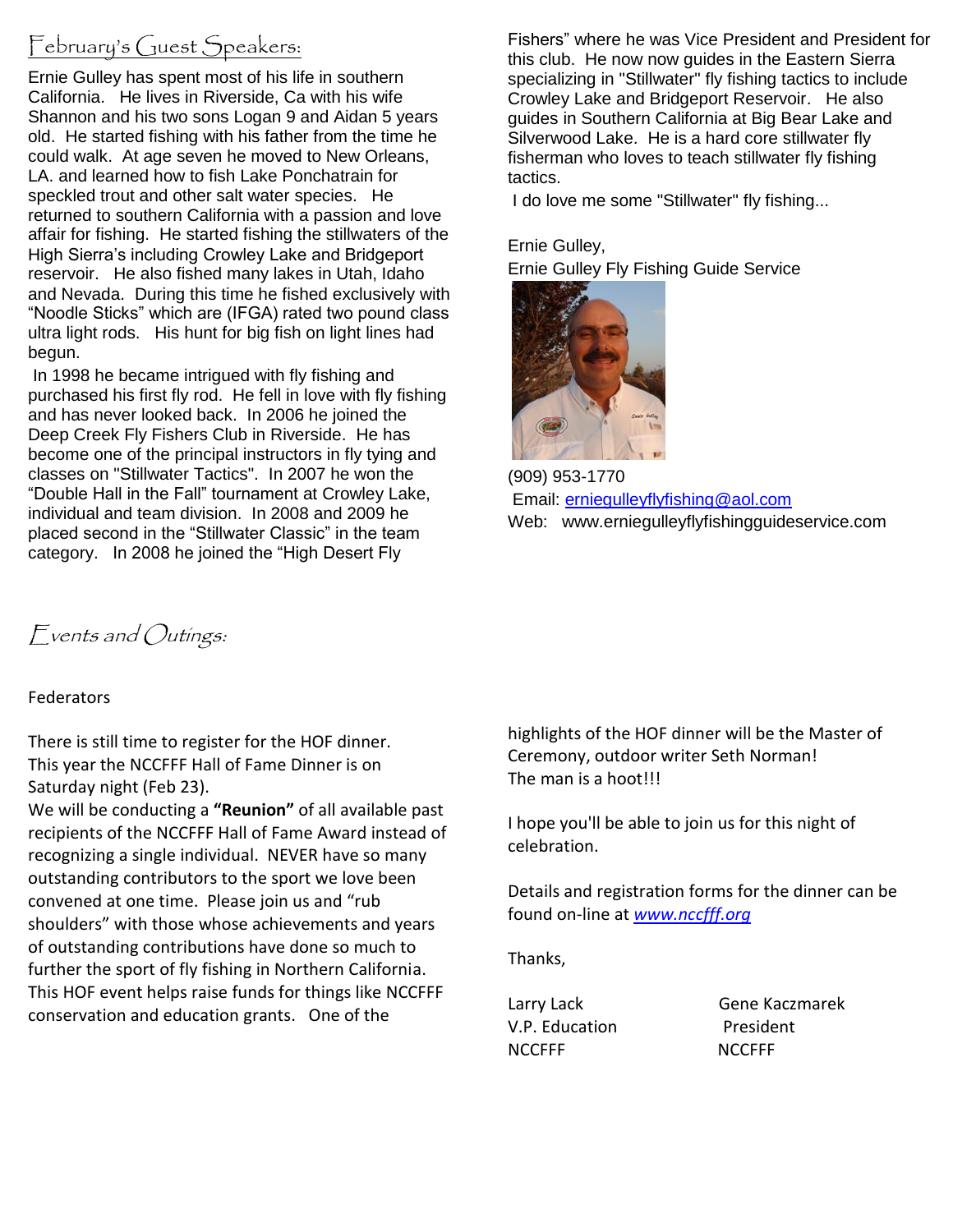## February's Guest Speakers:

Ernie Gulley has spent most of his life in southern California. He lives in Riverside, Ca with his wife Shannon and his two sons Logan 9 and Aidan 5 years old. He started fishing with his father from the time he could walk. At age seven he moved to New Orleans, LA. and learned how to fish Lake Ponchatrain for speckled trout and other salt water species. He returned to southern California with a passion and love affair for fishing. He started fishing the stillwaters of the High Sierra's including Crowley Lake and Bridgeport reservoir. He also fished many lakes in Utah, Idaho and Nevada. During this time he fished exclusively with "Noodle Sticks" which are (IFGA) rated two pound class ultra light rods. His hunt for big fish on light lines had begun.

In 1998 he became intrigued with fly fishing and purchased his first fly rod. He fell in love with fly fishing and has never looked back. In 2006 he joined the Deep Creek Fly Fishers Club in Riverside. He has become one of the principal instructors in fly tying and classes on "Stillwater Tactics". In 2007 he won the "Double Hall in the Fall" tournament at Crowley Lake, individual and team division. In 2008 and 2009 he placed second in the "Stillwater Classic" in the team category. In 2008 he joined the "High Desert Fly Fishers" where he was Vice President and President for this club. He now now guides in the Eastern Sierra specializing in "Stillwater" fly fishing tactics to include Crowley Lake and Bridgeport Reservoir. He also guides in Southern California at Big Bear Lake and Silverwood Lake. He is a hard core stillwater fly fisherman who loves to teach stillwater fly fishing tactics.

I do love me some "Stillwater" fly fishing...

Ernie Gulley,
Ernie Gulley Fly Fishing Guide Service

(909) 953-1770
Email: erniegulleyflyfishing@aol.com
Web: www.erniegulleyflyfishingguideservice.com

## Events and Outings:

Federators

There is still time to register for the HOF dinner. This year the NCCFFF Hall of Fame Dinner is on Saturday night (Feb 23).

We will be conducting a **"Reunion"** of all available past recipients of the NCCFFF Hall of Fame Award instead of recognizing a single individual. NEVER have so many outstanding contributors to the sport we love been convened at one time. Please join us and "rub shoulders" with those whose achievements and years of outstanding contributions have done so much to further the sport of fly fishing in Northern California. This HOF event helps raise funds for things like NCCFFF conservation and education grants. One of the highlights of the HOF dinner will be the Master of Ceremony, outdoor writer Seth Norman! The man is a hoot!!!

I hope you'll be able to join us for this night of celebration.

Details and registration forms for the dinner can be found on-line at *www.nccfff.org*

Thanks,

Larry Lack
V.P. Education
NCCFFF

Gene Kaczmarek
President
NCCFFF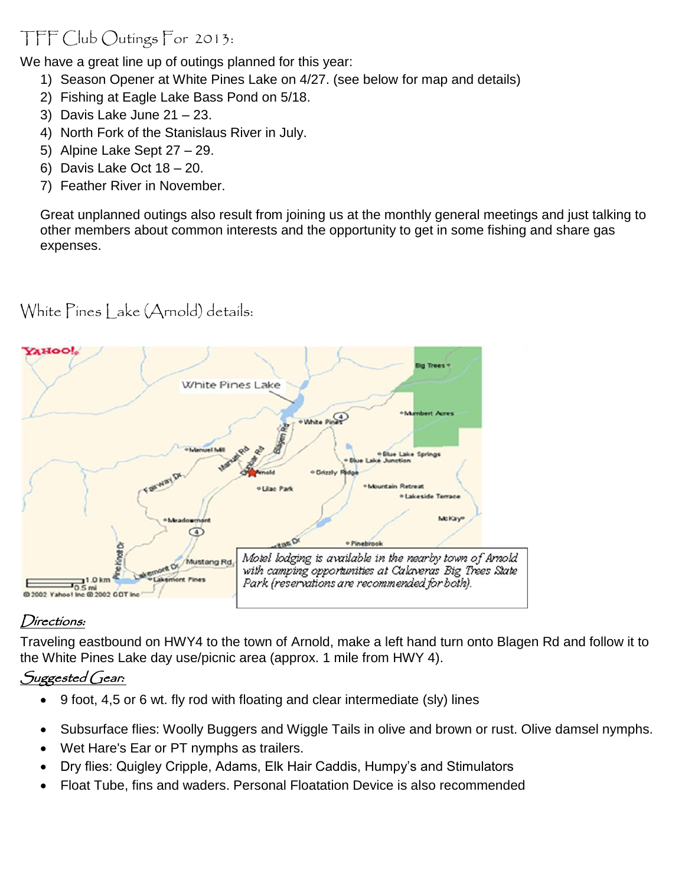## TFF Club Outings For 2013:

We have a great line up of outings planned for this year:

1) Season Opener at White Pines Lake on 4/27. (see below for map and details)
2) Fishing at Eagle Lake Bass Pond on 5/18.
3) Davis Lake June 21 – 23.
4) North Fork of the Stanislaus River in July.
5) Alpine Lake Sept 27 – 29.
6) Davis Lake Oct 18 – 20.
7) Feather River in November.

Great unplanned outings also result from joining us at the monthly general meetings and just talking to other members about common interests and the opportunity to get in some fishing and share gas expenses.

## White Pines Lake (Arnold) details:

*Motel lodging is available in the nearby town of Arnold with camping opportunities at Calaveras Big Trees State Park (reservations are recommended for both).*

### *Directions:*

Traveling eastbound on HWY4 to the town of Arnold, make a left hand turn onto Blagen Rd and follow it to the White Pines Lake day use/picnic area (approx. 1 mile from HWY 4).

### *Suggested Gear:*

- 9 foot, 4,5 or 6 wt. fly rod with floating and clear intermediate (sly) lines
- Subsurface flies: Woolly Buggers and Wiggle Tails in olive and brown or rust. Olive damsel nymphs.
- Wet Hare's Ear or PT nymphs as trailers.
- Dry flies: Quigley Cripple, Adams, Elk Hair Caddis, Humpy's and Stimulators
- Float Tube, fins and waders. Personal Floatation Device is also recommended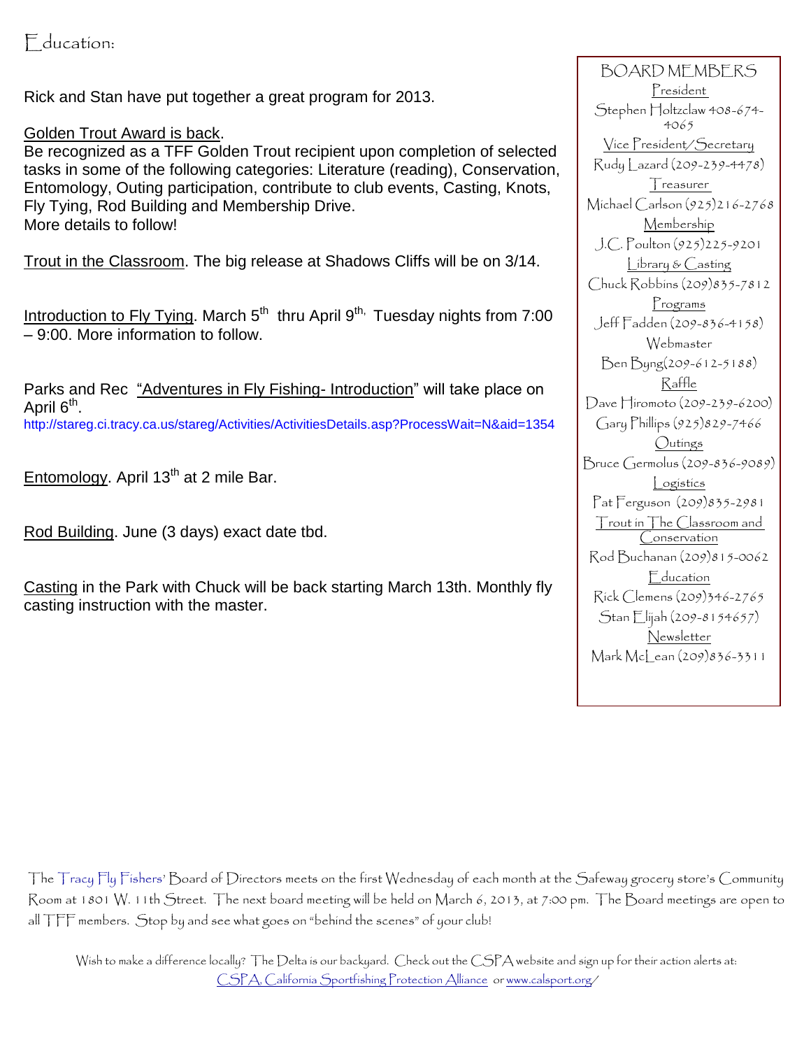# Education:

Rick and Stan have put together a great program for 2013.

Golden Trout Award is back.
Be recognized as a TFF Golden Trout recipient upon completion of selected tasks in some of the following categories: Literature (reading), Conservation, Entomology, Outing participation, contribute to club events, Casting, Knots, Fly Tying, Rod Building and Membership Drive.
More details to follow!

Trout in the Classroom. The big release at Shadows Cliffs will be on 3/14.

Introduction to Fly Tying. March 5th thru April 9th, Tuesday nights from 7:00 – 9:00. More information to follow.

Parks and Rec "Adventures in Fly Fishing- Introduction" will take place on April 6th.
http://stareg.ci.tracy.ca.us/stareg/Activities/ActivitiesDetails.asp?ProcessWait=N&aid=1354

Entomology. April 13th at 2 mile Bar.

Rod Building. June (3 days) exact date tbd.

Casting in the Park with Chuck will be back starting March 13th. Monthly fly casting instruction with the master.

## BOARD MEMBERS

President
Stephen Holtzclaw 408-674-4065

Vice President/Secretary
Rudy Lazard (209-239-4478)

Treasurer
Michael Carlson (925)216-2768

Membership
J.C. Poulton (925)225-9201

Library & Casting
Chuck Robbins (209)835-7812

Programs
Jeff Fadden (209-836-4158)

Webmaster
Ben Byng(209-612-5188)

Raffle
Dave Hiromoto (209-239-6200)
Gary Phillips (925)829-7466

Outings
Bruce Germolus (209-836-9089)

Logistics
Pat Ferguson (209)835-2981

Trout in The Classroom and Conservation
Rod Buchanan (209)815-0062

Education
Rick Clemens (209)346-2765
Stan Elijah (209-8154657)

Newsletter
Mark McLean (209)836-3311

The Tracy Fly Fishers' Board of Directors meets on the first Wednesday of each month at the Safeway grocery store's Community Room at 1801 W. 11th Street. The next board meeting will be held on March 6, 2013, at 7:00 pm. The Board meetings are open to all TFF members. Stop by and see what goes on "behind the scenes" of your club!

Wish to make a difference locally? The Delta is our backyard. Check out the CSPA website and sign up for their action alerts at: CSPA, California Sportfishing Protection Alliance or www.calsport.org/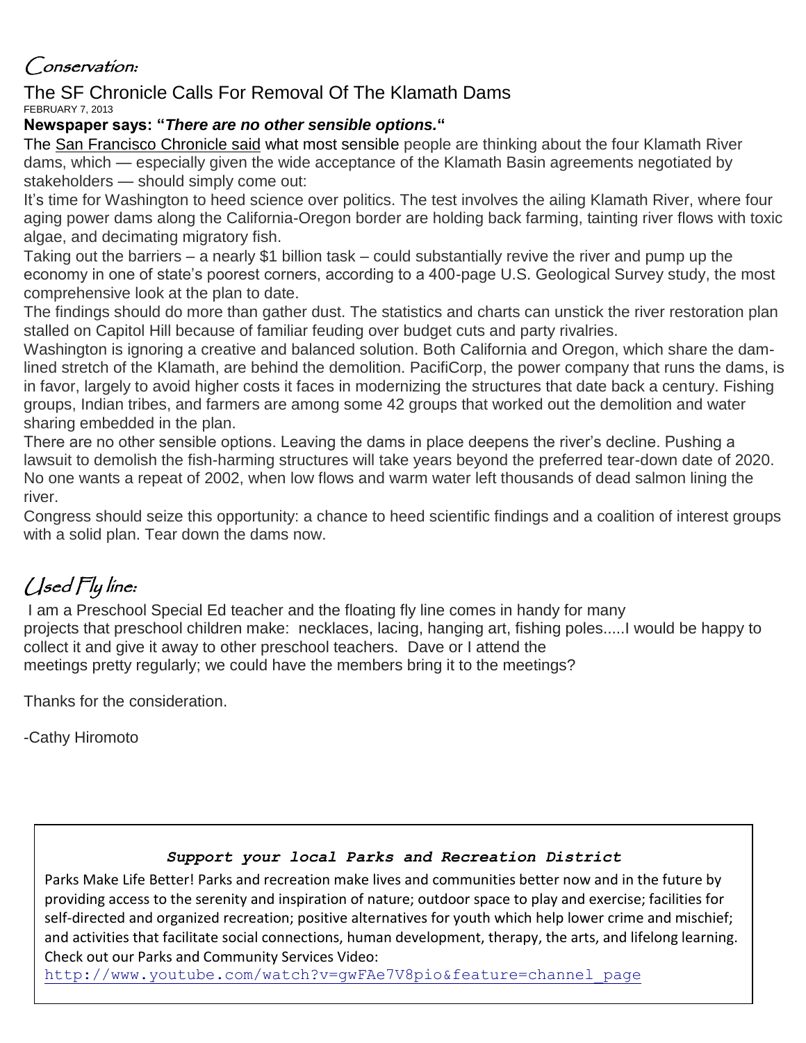## *Conservation:*

### The SF Chronicle Calls For Removal Of The Klamath Dams

FEBRUARY 7, 2013

**Newspaper says: "*There are no other sensible options.*"**

The San Francisco Chronicle said what most sensible people are thinking about the four Klamath River dams, which — especially given the wide acceptance of the Klamath Basin agreements negotiated by stakeholders — should simply come out:

It's time for Washington to heed science over politics. The test involves the ailing Klamath River, where four aging power dams along the California-Oregon border are holding back farming, tainting river flows with toxic algae, and decimating migratory fish.

Taking out the barriers – a nearly $1 billion task – could substantially revive the river and pump up the economy in one of state's poorest corners, according to a 400-page U.S. Geological Survey study, the most comprehensive look at the plan to date.

The findings should do more than gather dust. The statistics and charts can unstick the river restoration plan stalled on Capitol Hill because of familiar feuding over budget cuts and party rivalries.

Washington is ignoring a creative and balanced solution. Both California and Oregon, which share the dam-lined stretch of the Klamath, are behind the demolition. PacifiCorp, the power company that runs the dams, is in favor, largely to avoid higher costs it faces in modernizing the structures that date back a century. Fishing groups, Indian tribes, and farmers are among some 42 groups that worked out the demolition and water sharing embedded in the plan.

There are no other sensible options. Leaving the dams in place deepens the river's decline. Pushing a lawsuit to demolish the fish-harming structures will take years beyond the preferred tear-down date of 2020. No one wants a repeat of 2002, when low flows and warm water left thousands of dead salmon lining the river.

Congress should seize this opportunity: a chance to heed scientific findings and a coalition of interest groups with a solid plan. Tear down the dams now.

## *Used Fly line:*

I am a Preschool Special Ed teacher and the floating fly line comes in handy for many projects that preschool children make: necklaces, lacing, hanging art, fishing poles.....I would be happy to collect it and give it away to other preschool teachers. Dave or I attend the meetings pretty regularly; we could have the members bring it to the meetings?

Thanks for the consideration.

-Cathy Hiromoto

***Support your local Parks and Recreation District***

Parks Make Life Better! Parks and recreation make lives and communities better now and in the future by providing access to the serenity and inspiration of nature; outdoor space to play and exercise; facilities for self-directed and organized recreation; positive alternatives for youth which help lower crime and mischief; and activities that facilitate social connections, human development, therapy, the arts, and lifelong learning. Check out our Parks and Community Services Video:
http://www.youtube.com/watch?v=gwFAe7V8pio&feature=channel_page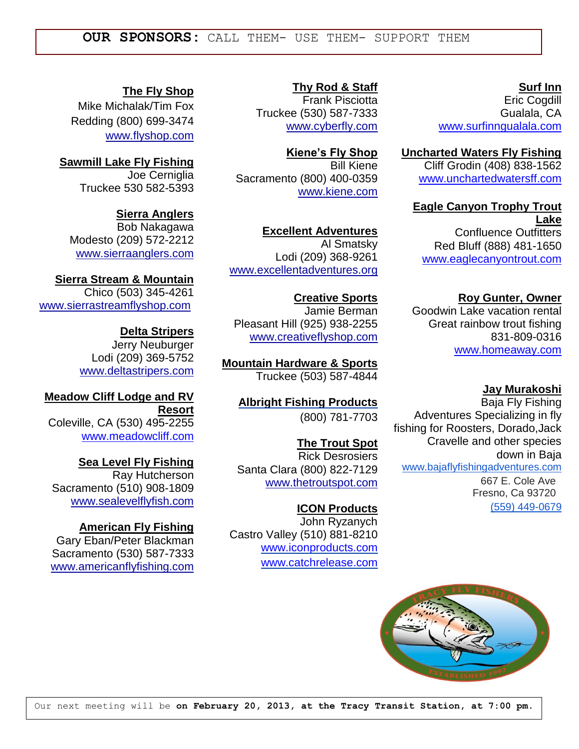**OUR SPONSORS:** CALL THEM- USE THEM- SUPPORT THEM

**The Fly Shop**
Mike Michalak/Tim Fox
Redding (800) 699-3474
www.flyshop.com

**Sawmill Lake Fly Fishing**
Joe Cerniglia
Truckee 530 582-5393

**Sierra Anglers**
Bob Nakagawa
Modesto (209) 572-2212
www.sierraanglers.com

**Sierra Stream & Mountain**
Chico (503) 345-4261
www.sierrastreamflyshop.com

**Delta Stripers**
Jerry Neuburger
Lodi (209) 369-5752
www.deltastripers.com

**Meadow Cliff Lodge and RV Resort**
Coleville, CA (530) 495-2255
www.meadowcliff.com

**Sea Level Fly Fishing**
Ray Hutcherson
Sacramento (510) 908-1809
www.sealevelflyfish.com

**American Fly Fishing**
Gary Eban/Peter Blackman
Sacramento (530) 587-7333
www.americanflyfishing.com

**Thy Rod & Staff**
Frank Pisciotta
Truckee (530) 587-7333
www.cyberfly.com

**Kiene's Fly Shop**
Bill Kiene
Sacramento (800) 400-0359
www.kiene.com

**Excellent Adventures**
Al Smatsky
Lodi (209) 368-9261
www.excellentadventures.org

**Creative Sports**
Jamie Berman
Pleasant Hill (925) 938-2255
www.creativeflyshop.com

**Mountain Hardware & Sports**
Truckee (503) 587-4844

**Albright Fishing Products**
(800) 781-7703

**The Trout Spot**
Rick Desrosiers
Santa Clara (800) 822-7129
www.thetroutspot.com

**ICON Products**
John Ryzanych
Castro Valley (510) 881-8210
www.iconproducts.com
www.catchrelease.com

**Surf Inn**
Eric Cogdill
Gualala, CA
www.surfinngualala.com

**Uncharted Waters Fly Fishing**
Cliff Grodin (408) 838-1562
www.unchartedwatersff.com

**Eagle Canyon Trophy Trout Lake**
Confluence Outfitters
Red Bluff (888) 481-1650
www.eaglecanyontrout.com

**Roy Gunter, Owner**
Goodwin Lake vacation rental
Great rainbow trout fishing
831-809-0316
www.homeaway.com

**Jay Murakoshi**
Baja Fly Fishing
Adventures Specializing in fly fishing for Roosters, Dorado, Jack Cravelle and other species down in Baja
www.bajaflyfishingadventures.com
667 E. Cole Ave
Fresno, Ca 93720
(559) 449-0679

TRACY FLY FISHERS
ESTABLISHED 1997

Our next meeting will be **on February 20, 2013, at the Tracy Transit Station, at 7:00 pm.**